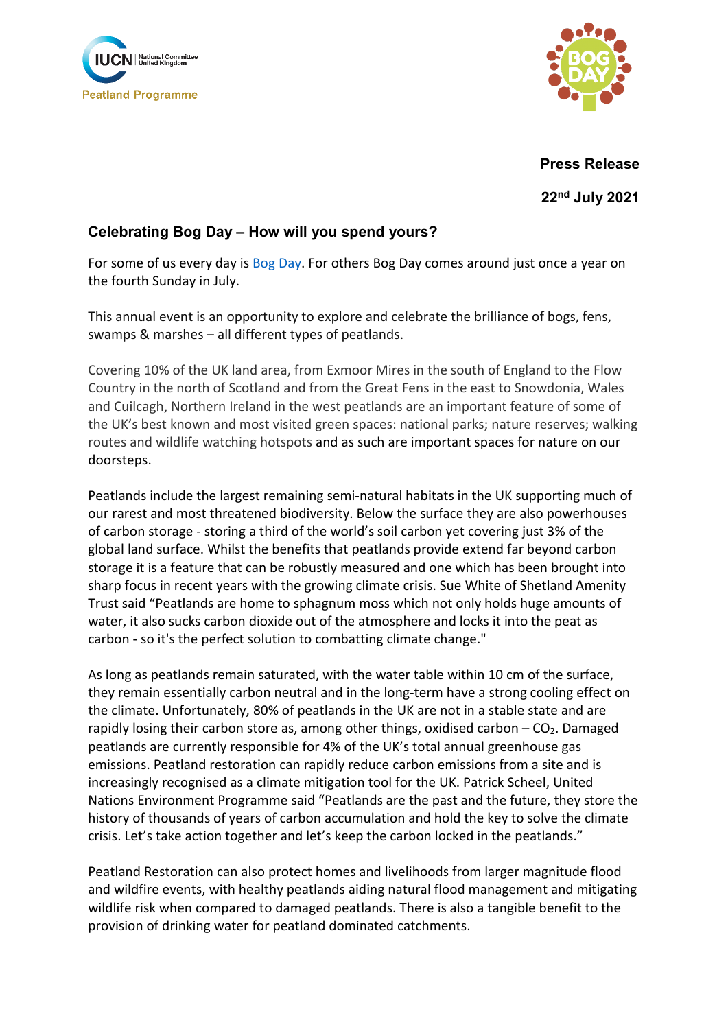IUCN National Committee United Kingdom

Peatland Programme

**Press Release**

**22nd July 2021**

### Celebrating Bog Day – How will you spend yours?

For some of us every day is [Bog Day](). For others Bog Day comes around just once a year on the fourth Sunday in July.

This annual event is an opportunity to explore and celebrate the brilliance of bogs, fens, swamps & marshes – all different types of peatlands.

Covering 10% of the UK land area, from Exmoor Mires in the south of England to the Flow Country in the north of Scotland and from the Great Fens in the east to Snowdonia, Wales and Cuilcagh, Northern Ireland in the west peatlands are an important feature of some of the UK's best known and most visited green spaces: national parks; nature reserves; walking routes and wildlife watching hotspots and as such are important spaces for nature on our doorsteps.

Peatlands include the largest remaining semi-natural habitats in the UK supporting much of our rarest and most threatened biodiversity. Below the surface they are also powerhouses of carbon storage - storing a third of the world's soil carbon yet covering just 3% of the global land surface. Whilst the benefits that peatlands provide extend far beyond carbon storage it is a feature that can be robustly measured and one which has been brought into sharp focus in recent years with the growing climate crisis. Sue White of Shetland Amenity Trust said "Peatlands are home to sphagnum moss which not only holds huge amounts of water, it also sucks carbon dioxide out of the atmosphere and locks it into the peat as carbon - so it's the perfect solution to combatting climate change."

As long as peatlands remain saturated, with the water table within 10 cm of the surface, they remain essentially carbon neutral and in the long-term have a strong cooling effect on the climate. Unfortunately, 80% of peatlands in the UK are not in a stable state and are rapidly losing their carbon store as, among other things, oxidised carbon – $CO_2$. Damaged peatlands are currently responsible for 4% of the UK's total annual greenhouse gas emissions. Peatland restoration can rapidly reduce carbon emissions from a site and is increasingly recognised as a climate mitigation tool for the UK. Patrick Scheel, United Nations Environment Programme said "Peatlands are the past and the future, they store the history of thousands of years of carbon accumulation and hold the key to solve the climate crisis. Let's take action together and let's keep the carbon locked in the peatlands."

Peatland Restoration can also protect homes and livelihoods from larger magnitude flood and wildfire events, with healthy peatlands aiding natural flood management and mitigating wildlife risk when compared to damaged peatlands. There is also a tangible benefit to the provision of drinking water for peatland dominated catchments.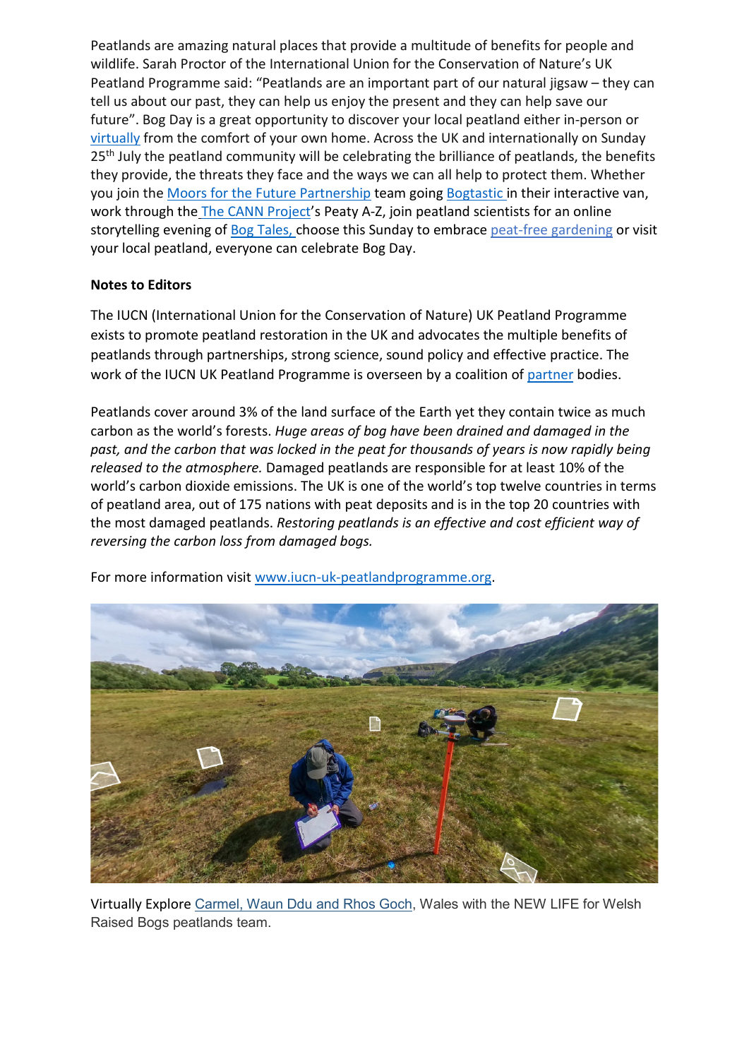Peatlands are amazing natural places that provide a multitude of benefits for people and wildlife. Sarah Proctor of the International Union for the Conservation of Nature's UK Peatland Programme said: "Peatlands are an important part of our natural jigsaw – they can tell us about our past, they can help us enjoy the present and they can help save our future". Bog Day is a great opportunity to discover your local peatland either in-person or virtually from the comfort of your own home. Across the UK and internationally on Sunday 25th July the peatland community will be celebrating the brilliance of peatlands, the benefits they provide, the threats they face and the ways we can all help to protect them. Whether you join the Moors for the Future Partnership team going Bogtastic in their interactive van, work through the The CANN Project's Peaty A-Z, join peatland scientists for an online storytelling evening of Bog Tales, choose this Sunday to embrace peat-free gardening or visit your local peatland, everyone can celebrate Bog Day.

**Notes to Editors**

The IUCN (International Union for the Conservation of Nature) UK Peatland Programme exists to promote peatland restoration in the UK and advocates the multiple benefits of peatlands through partnerships, strong science, sound policy and effective practice. The work of the IUCN UK Peatland Programme is overseen by a coalition of partner bodies.

Peatlands cover around 3% of the land surface of the Earth yet they contain twice as much carbon as the world's forests. *Huge areas of bog have been drained and damaged in the past, and the carbon that was locked in the peat for thousands of years is now rapidly being released to the atmosphere.* Damaged peatlands are responsible for at least 10% of the world's carbon dioxide emissions. The UK is one of the world's top twelve countries in terms of peatland area, out of 175 nations with peat deposits and is in the top 20 countries with the most damaged peatlands. *Restoring peatlands is an effective and cost efficient way of reversing the carbon loss from damaged bogs.*

For more information visit www.iucn-uk-peatlandprogramme.org.

Virtually Explore Carmel, Waun Ddu and Rhos Goch, Wales with the NEW LIFE for Welsh Raised Bogs peatlands team.